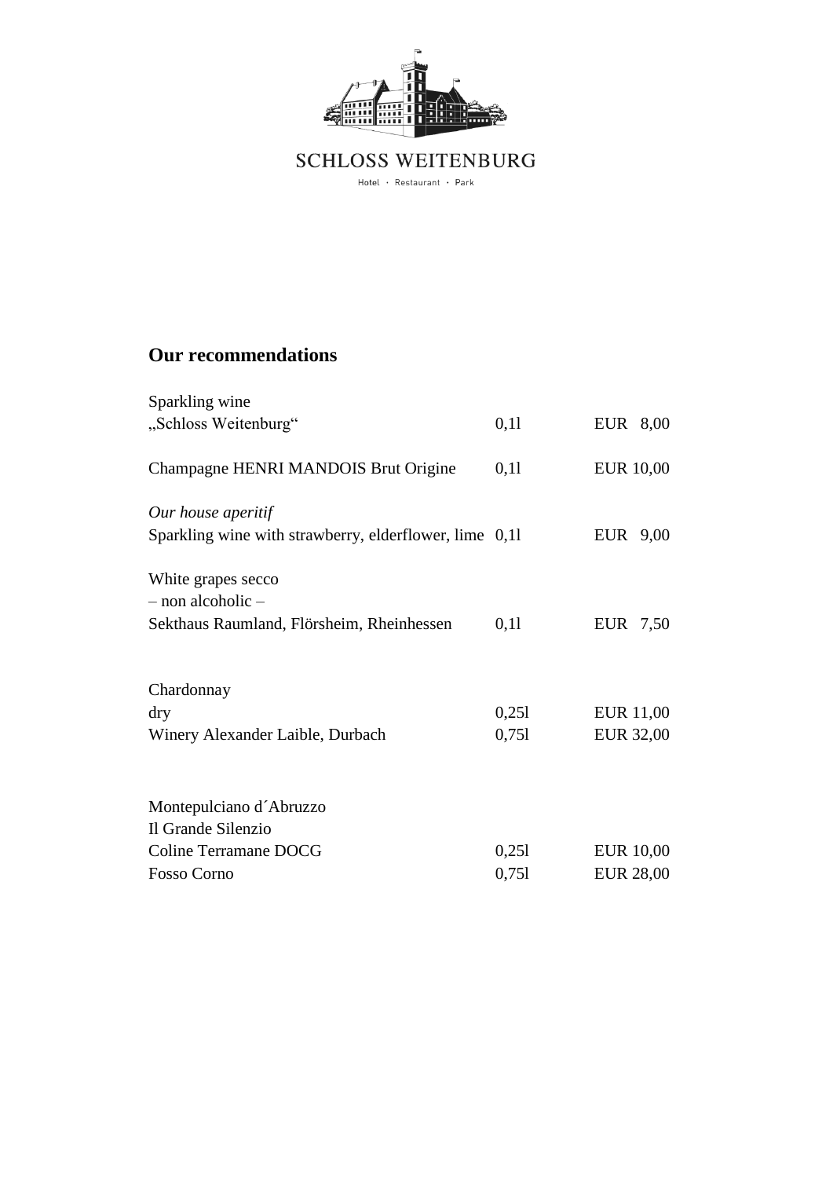SCHLOSS WEITENBURG

Hotel · Restaurant · Park

## Our recommendations

| | | |
|---|---|---|
| Sparkling wine | | |
| „Schloss Weitenburg“ | 0,1l | EUR 8,00 |
| | | |
| Champagne HENRI MANDOIS Brut Origine | 0,1l | EUR 10,00 |
| | | |
| *Our house aperitif* | | |
| Sparkling wine with strawberry, elderflower, lime | 0,1l | EUR 9,00 |
| | | |
| White grapes secco | | |
| – non alcoholic – | | |
| Sekthaus Raumland, Flörsheim, Rheinhessen | 0,1l | EUR 7,50 |
| | | |
| Chardonnay | | |
| dry | 0,25l | EUR 11,00 |
| Winery Alexander Laible, Durbach | 0,75l | EUR 32,00 |
| | | |
| Montepulciano d´Abruzzo | | |
| Il Grande Silenzio | | |
| Coline Terramane DOCG | 0,25l | EUR 10,00 |
| Fosso Corno | 0,75l | EUR 28,00 |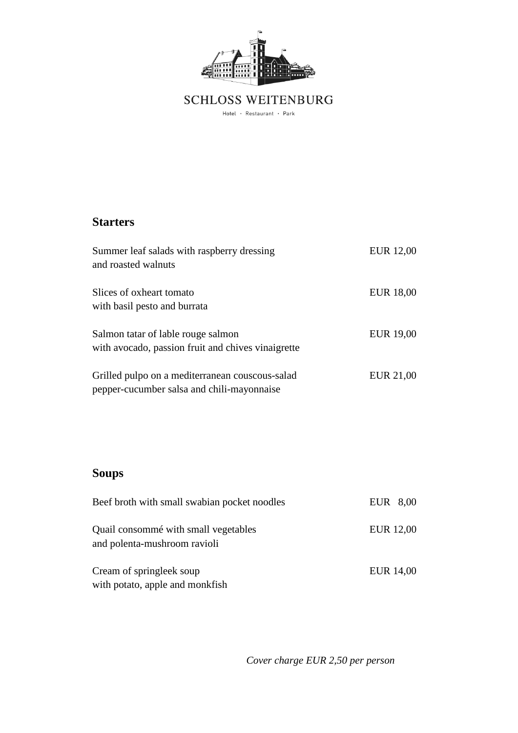SCHLOSS WEITENBURG

Hotel · Restaurant · Park

## Starters

| | |
|---|---|
| Summer leaf salads with raspberry dressing<br>and roasted walnuts | EUR 12,00 |
| Slices of oxheart tomato<br>with basil pesto and burrata | EUR 18,00 |
| Salmon tatar of lable rouge salmon<br>with avocado, passion fruit and chives vinaigrette | EUR 19,00 |
| Grilled pulpo on a mediterranean couscous-salad<br>pepper-cucumber salsa and chili-mayonnaise | EUR 21,00 |

## Soups

| | |
|---|---|
| Beef broth with small swabian pocket noodles | EUR 8,00 |
| Quail consommé with small vegetables<br>and polenta-mushroom ravioli | EUR 12,00 |
| Cream of springleek soup<br>with potato, apple and monkfish | EUR 14,00 |

*Cover charge EUR 2,50 per person*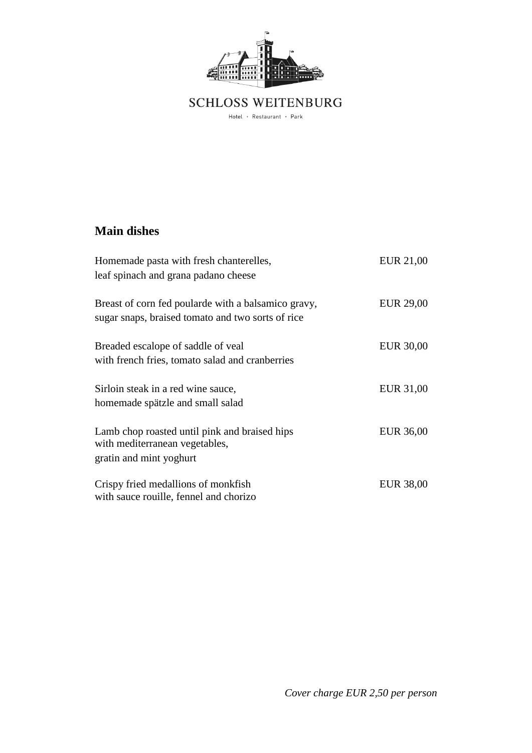SCHLOSS WEITENBURG

Hotel · Restaurant · Park

## Main dishes

| | |
|---|---|
| Homemade pasta with fresh chanterelles, leaf spinach and grana padano cheese | EUR 21,00 |
| Breast of corn fed poularde with a balsamico gravy, sugar snaps, braised tomato and two sorts of rice | EUR 29,00 |
| Breaded escalope of saddle of veal with french fries, tomato salad and cranberries | EUR 30,00 |
| Sirloin steak in a red wine sauce, homemade spätzle and small salad | EUR 31,00 |
| Lamb chop roasted until pink and braised hips with mediterranean vegetables, gratin and mint yoghurt | EUR 36,00 |
| Crispy fried medallions of monkfish with sauce rouille, fennel and chorizo | EUR 38,00 |

*Cover charge EUR 2,50 per person*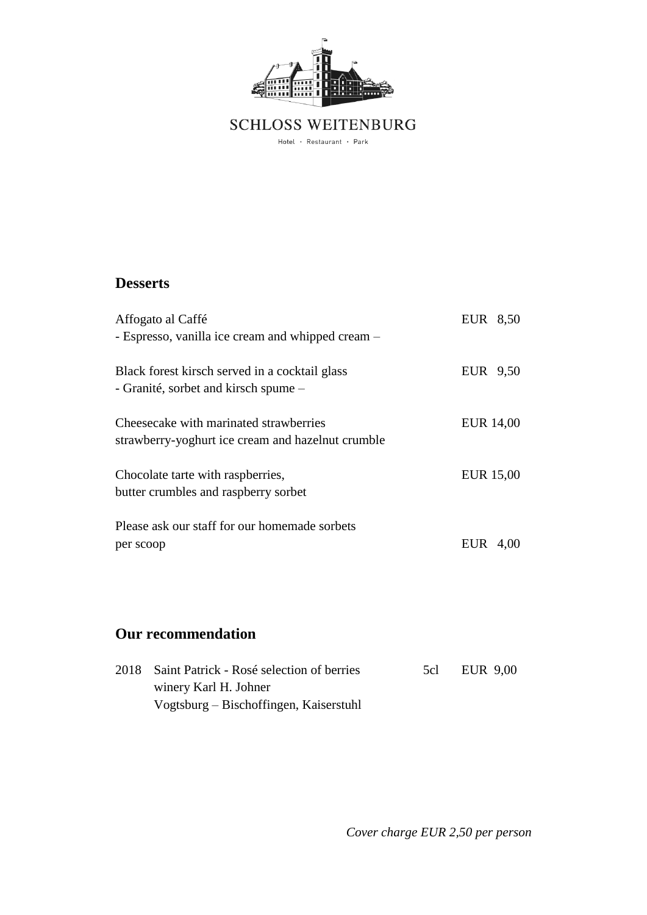SCHLOSS WEITENBURG

Hotel · Restaurant · Park

## Desserts

| | |
|---|---|
| Affogato al Caffé<br>- Espresso, vanilla ice cream and whipped cream – | EUR 8,50 |
| Black forest kirsch served in a cocktail glass<br>- Granité, sorbet and kirsch spume – | EUR 9,50 |
| Cheesecake with marinated strawberries<br>strawberry-yoghurt ice cream and hazelnut crumble | EUR 14,00 |
| Chocolate tarte with raspberries,<br>butter crumbles and raspberry sorbet | EUR 15,00 |
| Please ask our staff for our homemade sorbets<br>per scoop | EUR 4,00 |

## Our recommendation

| | | | |
|---|---|---|---|
| 2018 | Saint Patrick - Rosé selection of berries<br>winery Karl H. Johner<br>Vogtsburg – Bischoffingen, Kaiserstuhl | 5cl | EUR 9,00 |

*Cover charge EUR 2,50 per person*